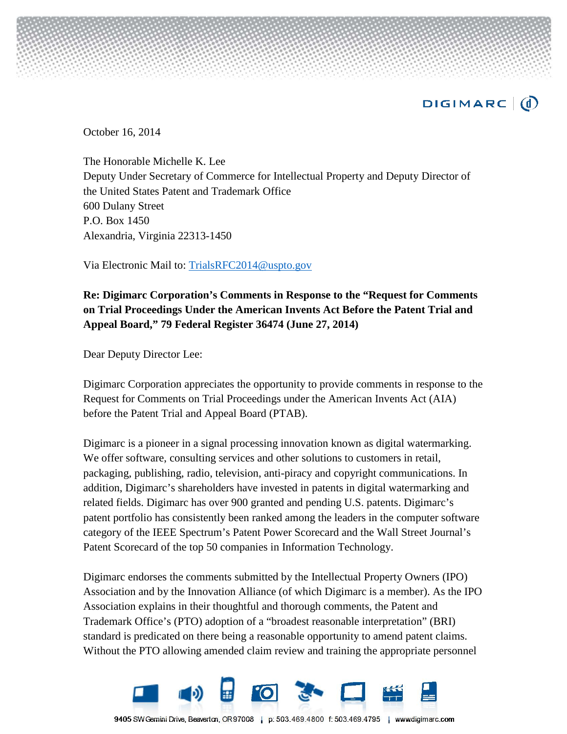October 16, 2014

The Honorable Michelle K. Lee
Deputy Under Secretary of Commerce for Intellectual Property and Deputy Director of the United States Patent and Trademark Office
600 Dulany Street
P.O. Box 1450
Alexandria, Virginia 22313-1450

Via Electronic Mail to: TrialsRFC2014@uspto.gov

**Re: Digimarc Corporation's Comments in Response to the "Request for Comments on Trial Proceedings Under the American Invents Act Before the Patent Trial and Appeal Board," 79 Federal Register 36474 (June 27, 2014)**

Dear Deputy Director Lee:

Digimarc Corporation appreciates the opportunity to provide comments in response to the Request for Comments on Trial Proceedings under the American Invents Act (AIA) before the Patent Trial and Appeal Board (PTAB).

Digimarc is a pioneer in a signal processing innovation known as digital watermarking. We offer software, consulting services and other solutions to customers in retail, packaging, publishing, radio, television, anti-piracy and copyright communications. In addition, Digimarc's shareholders have invested in patents in digital watermarking and related fields. Digimarc has over 900 granted and pending U.S. patents. Digimarc's patent portfolio has consistently been ranked among the leaders in the computer software category of the IEEE Spectrum's Patent Power Scorecard and the Wall Street Journal's Patent Scorecard of the top 50 companies in Information Technology.

Digimarc endorses the comments submitted by the Intellectual Property Owners (IPO) Association and by the Innovation Alliance (of which Digimarc is a member). As the IPO Association explains in their thoughtful and thorough comments, the Patent and Trademark Office's (PTO) adoption of a "broadest reasonable interpretation" (BRI) standard is predicated on there being a reasonable opportunity to amend patent claims. Without the PTO allowing amended claim review and training the appropriate personnel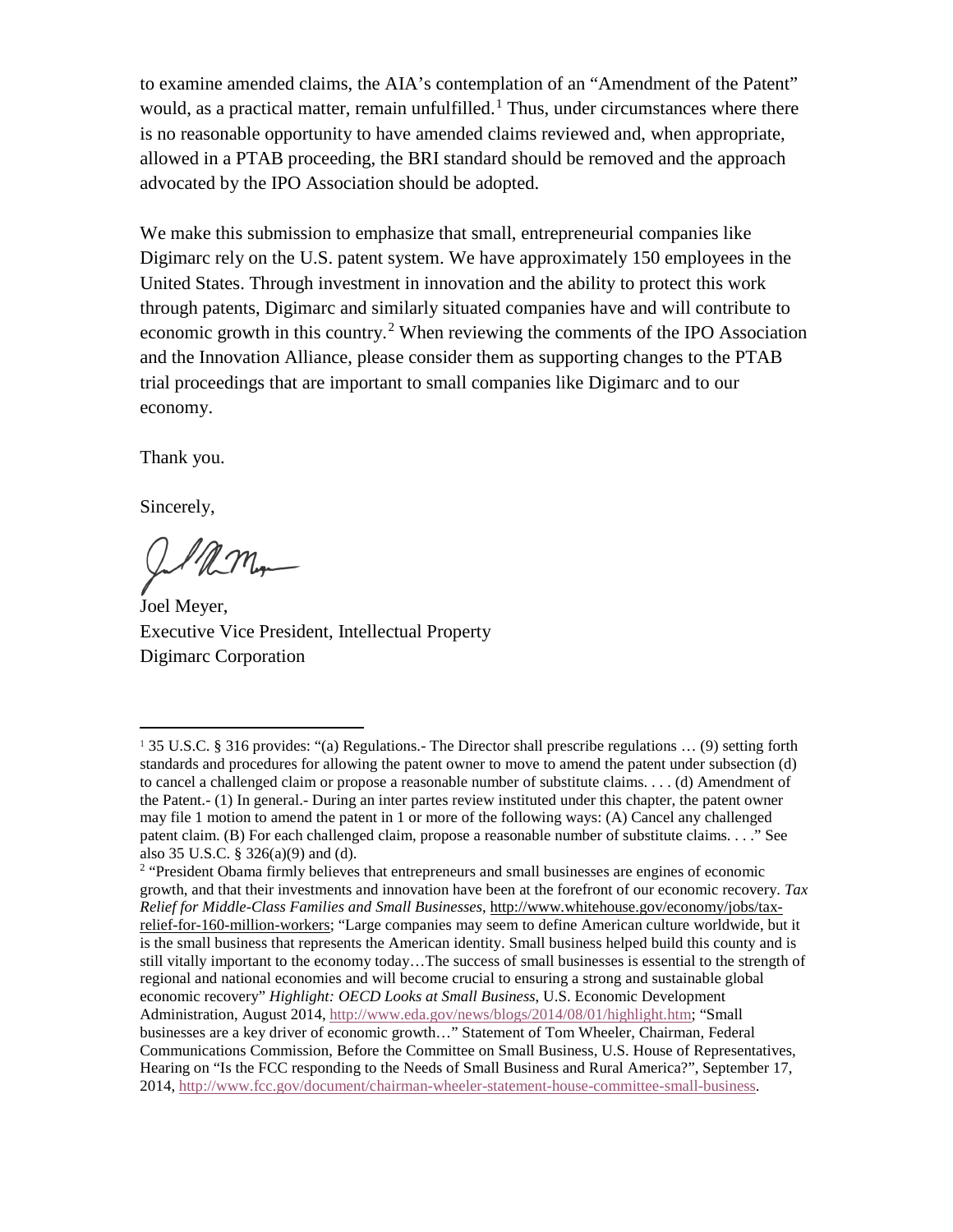to examine amended claims, the AIA's contemplation of an "Amendment of the Patent" would, as a practical matter, remain unfulfilled.[1] Thus, under circumstances where there is no reasonable opportunity to have amended claims reviewed and, when appropriate, allowed in a PTAB proceeding, the BRI standard should be removed and the approach advocated by the IPO Association should be adopted.

We make this submission to emphasize that small, entrepreneurial companies like Digimarc rely on the U.S. patent system. We have approximately 150 employees in the United States. Through investment in innovation and the ability to protect this work through patents, Digimarc and similarly situated companies have and will contribute to economic growth in this country.[2] When reviewing the comments of the IPO Association and the Innovation Alliance, please consider them as supporting changes to the PTAB trial proceedings that are important to small companies like Digimarc and to our economy.

Thank you.

Sincerely,

Joel Meyer,
Executive Vice President, Intellectual Property
Digimarc Corporation

---

[1] 35 U.S.C. § 316 provides: "(a) Regulations.- The Director shall prescribe regulations … (9) setting forth standards and procedures for allowing the patent owner to move to amend the patent under subsection (d) to cancel a challenged claim or propose a reasonable number of substitute claims. . . . (d) Amendment of the Patent.- (1) In general.- During an inter partes review instituted under this chapter, the patent owner may file 1 motion to amend the patent in 1 or more of the following ways: (A) Cancel any challenged patent claim. (B) For each challenged claim, propose a reasonable number of substitute claims. . . ." See also 35 U.S.C. § 326(a)(9) and (d).

[2] "President Obama firmly believes that entrepreneurs and small businesses are engines of economic growth, and that their investments and innovation have been at the forefront of our economic recovery. *Tax Relief for Middle-Class Families and Small Businesses*, http://www.whitehouse.gov/economy/jobs/tax-relief-for-160-million-workers; "Large companies may seem to define American culture worldwide, but it is the small business that represents the American identity. Small business helped build this county and is still vitally important to the economy today…The success of small businesses is essential to the strength of regional and national economies and will become crucial to ensuring a strong and sustainable global economic recovery" *Highlight: OECD Looks at Small Business*, U.S. Economic Development Administration, August 2014, http://www.eda.gov/news/blogs/2014/08/01/highlight.htm; "Small businesses are a key driver of economic growth…" Statement of Tom Wheeler, Chairman, Federal Communications Commission, Before the Committee on Small Business, U.S. House of Representatives, Hearing on "Is the FCC responding to the Needs of Small Business and Rural America?", September 17, 2014, http://www.fcc.gov/document/chairman-wheeler-statement-house-committee-small-business.